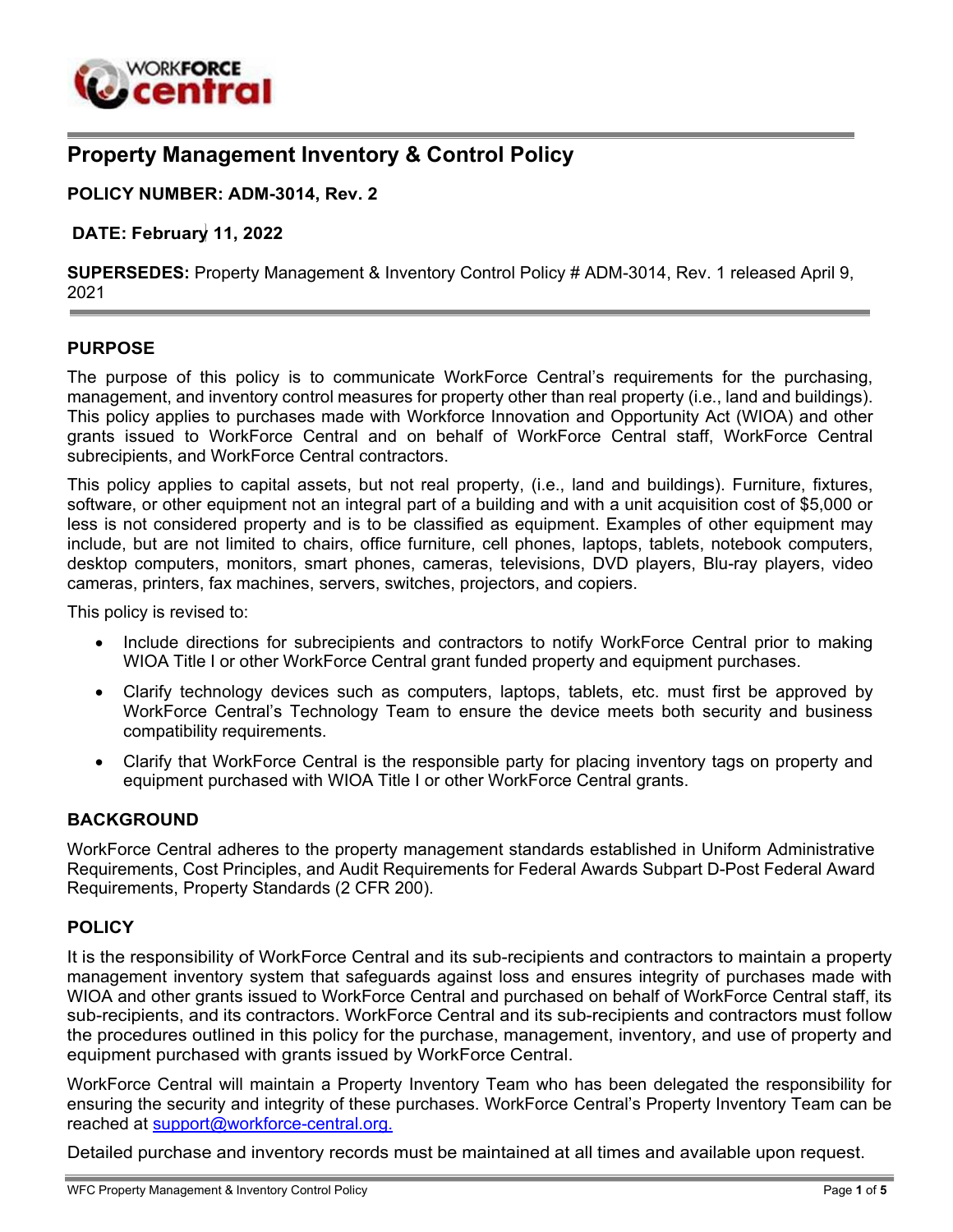# Property Management Inventory & Control Policy

**POLICY NUMBER: ADM-3014, Rev. 2**

**DATE: February 11, 2022**

**SUPERSEDES:** Property Management & Inventory Control Policy # ADM-3014, Rev. 1 released April 9, 2021

## PURPOSE

The purpose of this policy is to communicate WorkForce Central's requirements for the purchasing, management, and inventory control measures for property other than real property (i.e., land and buildings). This policy applies to purchases made with Workforce Innovation and Opportunity Act (WIOA) and other grants issued to WorkForce Central and on behalf of WorkForce Central staff, WorkForce Central subrecipients, and WorkForce Central contractors.

This policy applies to capital assets, but not real property, (i.e., land and buildings). Furniture, fixtures, software, or other equipment not an integral part of a building and with a unit acquisition cost of $5,000 or less is not considered property and is to be classified as equipment. Examples of other equipment may include, but are not limited to chairs, office furniture, cell phones, laptops, tablets, notebook computers, desktop computers, monitors, smart phones, cameras, televisions, DVD players, Blu-ray players, video cameras, printers, fax machines, servers, switches, projectors, and copiers.

This policy is revised to:

- Include directions for subrecipients and contractors to notify WorkForce Central prior to making WIOA Title I or other WorkForce Central grant funded property and equipment purchases.
- Clarify technology devices such as computers, laptops, tablets, etc. must first be approved by WorkForce Central's Technology Team to ensure the device meets both security and business compatibility requirements.
- Clarify that WorkForce Central is the responsible party for placing inventory tags on property and equipment purchased with WIOA Title I or other WorkForce Central grants.

## BACKGROUND

WorkForce Central adheres to the property management standards established in Uniform Administrative Requirements, Cost Principles, and Audit Requirements for Federal Awards Subpart D-Post Federal Award Requirements, Property Standards (2 CFR 200).

## POLICY

It is the responsibility of WorkForce Central and its sub-recipients and contractors to maintain a property management inventory system that safeguards against loss and ensures integrity of purchases made with WIOA and other grants issued to WorkForce Central and purchased on behalf of WorkForce Central staff, its sub-recipients, and its contractors. WorkForce Central and its sub-recipients and contractors must follow the procedures outlined in this policy for the purchase, management, inventory, and use of property and equipment purchased with grants issued by WorkForce Central.

WorkForce Central will maintain a Property Inventory Team who has been delegated the responsibility for ensuring the security and integrity of these purchases. WorkForce Central's Property Inventory Team can be reached at support@workforce-central.org.

Detailed purchase and inventory records must be maintained at all times and available upon request.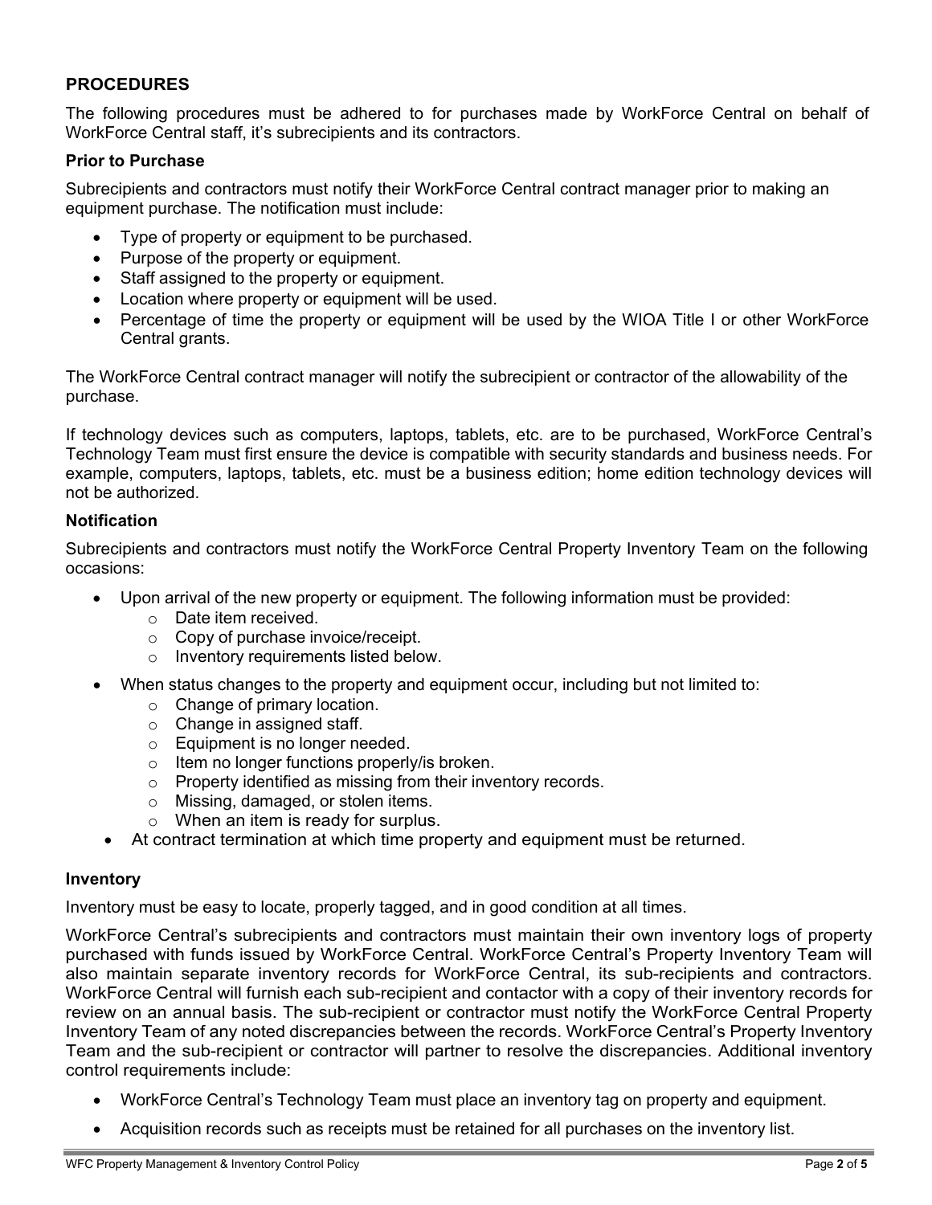## PROCEDURES

The following procedures must be adhered to for purchases made by WorkForce Central on behalf of WorkForce Central staff, it's subrecipients and its contractors.

### Prior to Purchase

Subrecipients and contractors must notify their WorkForce Central contract manager prior to making an equipment purchase. The notification must include:

- Type of property or equipment to be purchased.
- Purpose of the property or equipment.
- Staff assigned to the property or equipment.
- Location where property or equipment will be used.
- Percentage of time the property or equipment will be used by the WIOA Title I or other WorkForce Central grants.

The WorkForce Central contract manager will notify the subrecipient or contractor of the allowability of the purchase.

If technology devices such as computers, laptops, tablets, etc. are to be purchased, WorkForce Central's Technology Team must first ensure the device is compatible with security standards and business needs. For example, computers, laptops, tablets, etc. must be a business edition; home edition technology devices will not be authorized.

### Notification

Subrecipients and contractors must notify the WorkForce Central Property Inventory Team on the following occasions:

- Upon arrival of the new property or equipment. The following information must be provided:
  - Date item received.
  - Copy of purchase invoice/receipt.
  - Inventory requirements listed below.
- When status changes to the property and equipment occur, including but not limited to:
  - Change of primary location.
  - Change in assigned staff.
  - Equipment is no longer needed.
  - Item no longer functions properly/is broken.
  - Property identified as missing from their inventory records.
  - Missing, damaged, or stolen items.
  - When an item is ready for surplus.
- At contract termination at which time property and equipment must be returned.

### Inventory

Inventory must be easy to locate, properly tagged, and in good condition at all times.

WorkForce Central's subrecipients and contractors must maintain their own inventory logs of property purchased with funds issued by WorkForce Central. WorkForce Central's Property Inventory Team will also maintain separate inventory records for WorkForce Central, its sub-recipients and contractors. WorkForce Central will furnish each sub-recipient and contactor with a copy of their inventory records for review on an annual basis. The sub-recipient or contractor must notify the WorkForce Central Property Inventory Team of any noted discrepancies between the records. WorkForce Central's Property Inventory Team and the sub-recipient or contractor will partner to resolve the discrepancies. Additional inventory control requirements include:

- WorkForce Central's Technology Team must place an inventory tag on property and equipment.
- Acquisition records such as receipts must be retained for all purchases on the inventory list.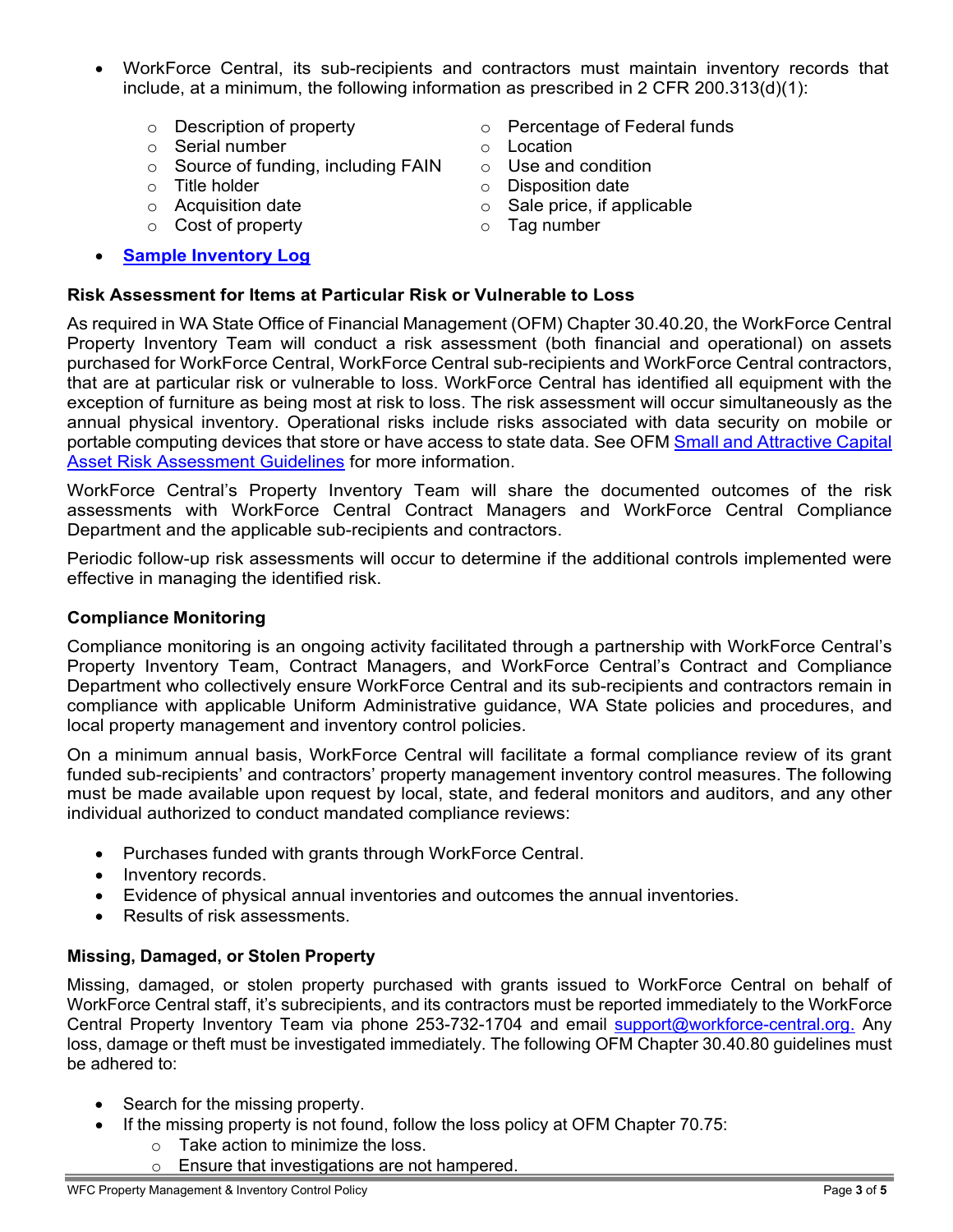- WorkForce Central, its sub-recipients and contractors must maintain inventory records that include, at a minimum, the following information as prescribed in 2 CFR 200.313(d)(1):
  - Description of property
  - Serial number
  - Source of funding, including FAIN
  - Title holder
  - Acquisition date
  - Cost of property
  - Percentage of Federal funds
  - Location
  - Use and condition
  - Disposition date
  - Sale price, if applicable
  - Tag number
- **Sample Inventory Log**

### Risk Assessment for Items at Particular Risk or Vulnerable to Loss

As required in WA State Office of Financial Management (OFM) Chapter 30.40.20, the WorkForce Central Property Inventory Team will conduct a risk assessment (both financial and operational) on assets purchased for WorkForce Central, WorkForce Central sub-recipients and WorkForce Central contractors, that are at particular risk or vulnerable to loss. WorkForce Central has identified all equipment with the exception of furniture as being most at risk to loss. The risk assessment will occur simultaneously as the annual physical inventory. Operational risks include risks associated with data security on mobile or portable computing devices that store or have access to state data. See OFM Small and Attractive Capital Asset Risk Assessment Guidelines for more information.

WorkForce Central's Property Inventory Team will share the documented outcomes of the risk assessments with WorkForce Central Contract Managers and WorkForce Central Compliance Department and the applicable sub-recipients and contractors.

Periodic follow-up risk assessments will occur to determine if the additional controls implemented were effective in managing the identified risk.

### Compliance Monitoring

Compliance monitoring is an ongoing activity facilitated through a partnership with WorkForce Central's Property Inventory Team, Contract Managers, and WorkForce Central's Contract and Compliance Department who collectively ensure WorkForce Central and its sub-recipients and contractors remain in compliance with applicable Uniform Administrative guidance, WA State policies and procedures, and local property management and inventory control policies.

On a minimum annual basis, WorkForce Central will facilitate a formal compliance review of its grant funded sub-recipients' and contractors' property management inventory control measures. The following must be made available upon request by local, state, and federal monitors and auditors, and any other individual authorized to conduct mandated compliance reviews:

- Purchases funded with grants through WorkForce Central.
- Inventory records.
- Evidence of physical annual inventories and outcomes the annual inventories.
- Results of risk assessments.

### Missing, Damaged, or Stolen Property

Missing, damaged, or stolen property purchased with grants issued to WorkForce Central on behalf of WorkForce Central staff, it's subrecipients, and its contractors must be reported immediately to the WorkForce Central Property Inventory Team via phone 253-732-1704 and email support@workforce-central.org. Any loss, damage or theft must be investigated immediately. The following OFM Chapter 30.40.80 guidelines must be adhered to:

- Search for the missing property.
- If the missing property is not found, follow the loss policy at OFM Chapter 70.75:
  - Take action to minimize the loss.
  - Ensure that investigations are not hampered.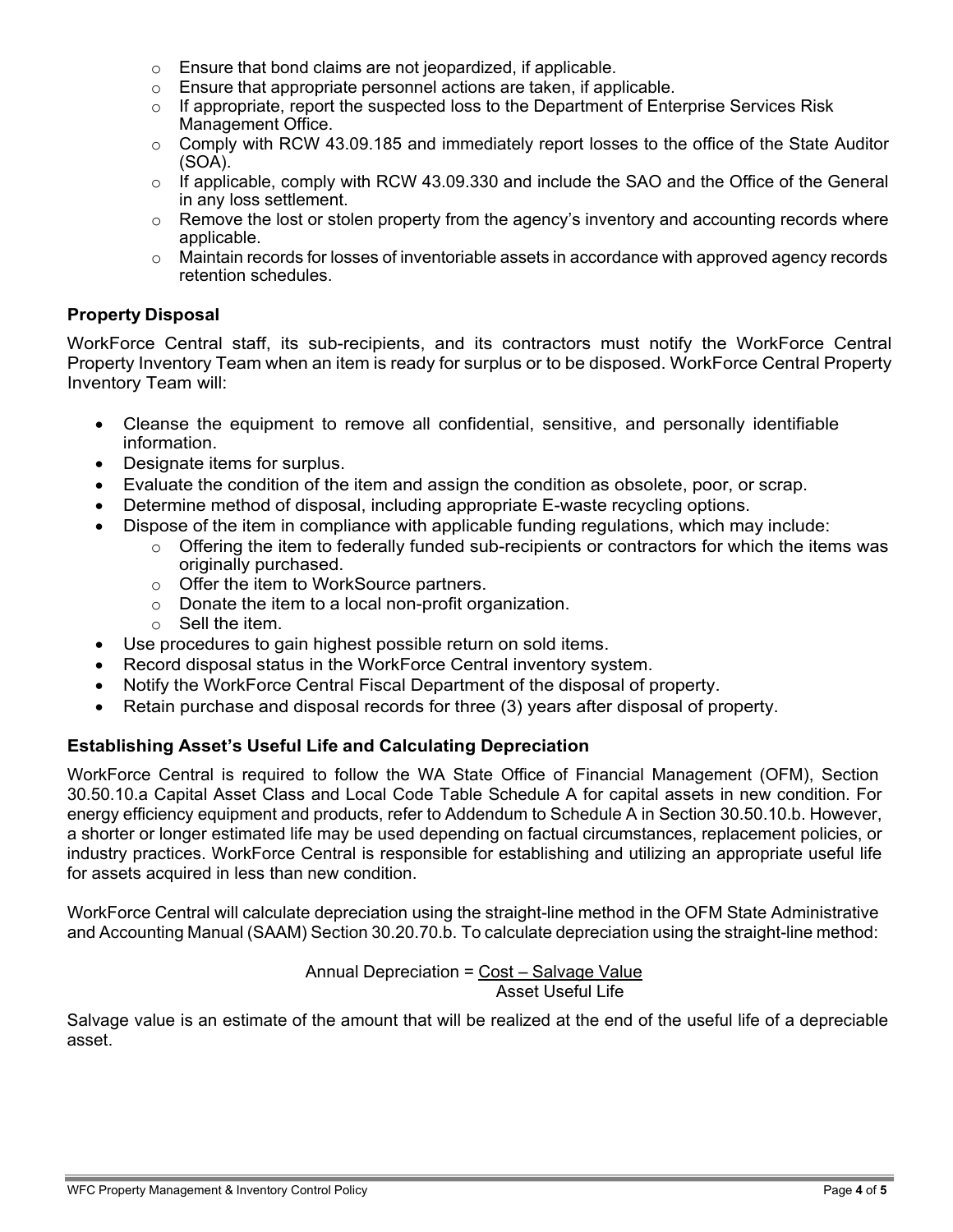- Ensure that bond claims are not jeopardized, if applicable.
- Ensure that appropriate personnel actions are taken, if applicable.
- If appropriate, report the suspected loss to the Department of Enterprise Services Risk Management Office.
- Comply with RCW 43.09.185 and immediately report losses to the office of the State Auditor (SOA).
- If applicable, comply with RCW 43.09.330 and include the SAO and the Office of the General in any loss settlement.
- Remove the lost or stolen property from the agency's inventory and accounting records where applicable.
- Maintain records for losses of inventoriable assets in accordance with approved agency records retention schedules.

### Property Disposal

WorkForce Central staff, its sub-recipients, and its contractors must notify the WorkForce Central Property Inventory Team when an item is ready for surplus or to be disposed. WorkForce Central Property Inventory Team will:

- Cleanse the equipment to remove all confidential, sensitive, and personally identifiable information.
- Designate items for surplus.
- Evaluate the condition of the item and assign the condition as obsolete, poor, or scrap.
- Determine method of disposal, including appropriate E-waste recycling options.
- Dispose of the item in compliance with applicable funding regulations, which may include:
  - Offering the item to federally funded sub-recipients or contractors for which the items was originally purchased.
  - Offer the item to WorkSource partners.
  - Donate the item to a local non-profit organization.
  - Sell the item.
- Use procedures to gain highest possible return on sold items.
- Record disposal status in the WorkForce Central inventory system.
- Notify the WorkForce Central Fiscal Department of the disposal of property.
- Retain purchase and disposal records for three (3) years after disposal of property.

### Establishing Asset's Useful Life and Calculating Depreciation

WorkForce Central is required to follow the WA State Office of Financial Management (OFM), Section 30.50.10.a Capital Asset Class and Local Code Table Schedule A for capital assets in new condition. For energy efficiency equipment and products, refer to Addendum to Schedule A in Section 30.50.10.b. However, a shorter or longer estimated life may be used depending on factual circumstances, replacement policies, or industry practices. WorkForce Central is responsible for establishing and utilizing an appropriate useful life for assets acquired in less than new condition.

WorkForce Central will calculate depreciation using the straight-line method in the OFM State Administrative and Accounting Manual (SAAM) Section 30.20.70.b. To calculate depreciation using the straight-line method:

$$\text{Annual Depreciation} = \frac{\text{Cost} - \text{Salvage Value}}{\text{Asset Useful Life}}$$

Salvage value is an estimate of the amount that will be realized at the end of the useful life of a depreciable asset.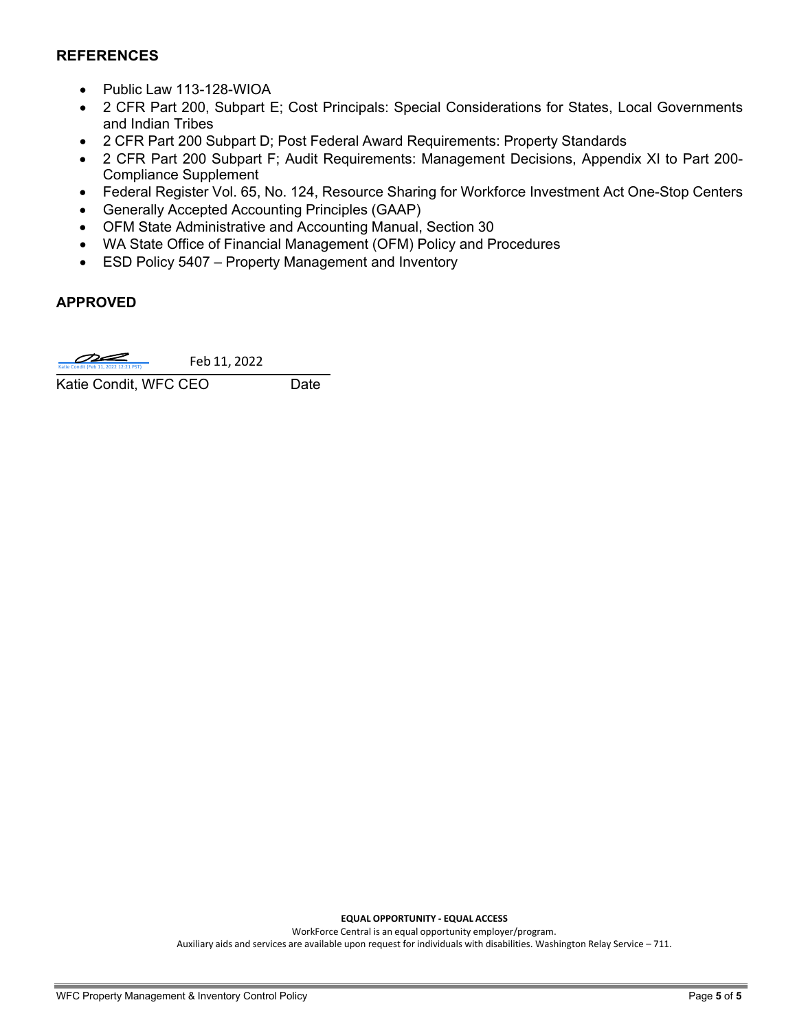## REFERENCES

- Public Law 113-128-WIOA
- 2 CFR Part 200, Subpart E; Cost Principals: Special Considerations for States, Local Governments and Indian Tribes
- 2 CFR Part 200 Subpart D; Post Federal Award Requirements: Property Standards
- 2 CFR Part 200 Subpart F; Audit Requirements: Management Decisions, Appendix XI to Part 200-Compliance Supplement
- Federal Register Vol. 65, No. 124, Resource Sharing for Workforce Investment Act One-Stop Centers
- Generally Accepted Accounting Principles (GAAP)
- OFM State Administrative and Accounting Manual, Section 30
- WA State Office of Financial Management (OFM) Policy and Procedures
- ESD Policy 5407 – Property Management and Inventory

## APPROVED

Katie Condit (Feb 11, 2022 12:21 PST) Feb 11, 2022

Katie Condit, WFC CEO Date

**EQUAL OPPORTUNITY - EQUAL ACCESS**

WorkForce Central is an equal opportunity employer/program.

Auxiliary aids and services are available upon request for individuals with disabilities. Washington Relay Service – 711.